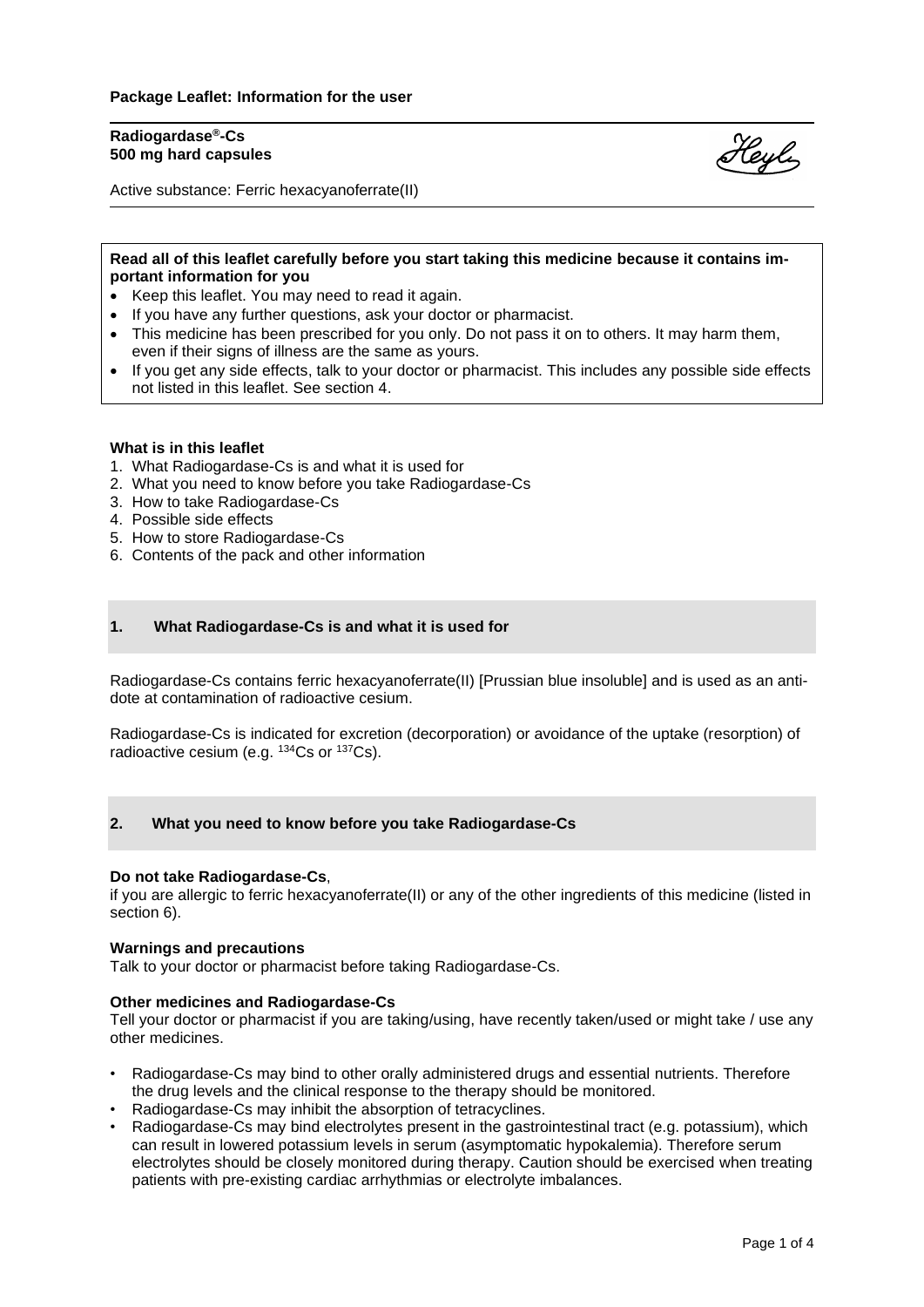**Package Leaflet: Information for the user**

**Radiogardase®-Cs**
**500 mg hard capsules**

Active substance: Ferric hexacyanoferrate(II)

**Read all of this leaflet carefully before you start taking this medicine because it contains important information for you**

- Keep this leaflet. You may need to read it again.
- If you have any further questions, ask your doctor or pharmacist.
- This medicine has been prescribed for you only. Do not pass it on to others. It may harm them, even if their signs of illness are the same as yours.
- If you get any side effects, talk to your doctor or pharmacist. This includes any possible side effects not listed in this leaflet. See section 4.

**What is in this leaflet**

1. What Radiogardase-Cs is and what it is used for
2. What you need to know before you take Radiogardase-Cs
3. How to take Radiogardase-Cs
4. Possible side effects
5. How to store Radiogardase-Cs
6. Contents of the pack and other information

## 1. What Radiogardase-Cs is and what it is used for

Radiogardase-Cs contains ferric hexacyanoferrate(II) [Prussian blue insoluble] and is used as an antidote at contamination of radioactive cesium.

Radiogardase-Cs is indicated for excretion (decorporation) or avoidance of the uptake (resorption) of radioactive cesium (e.g. $^{134}$Cs or $^{137}$Cs).

## 2. What you need to know before you take Radiogardase-Cs

**Do not take Radiogardase-Cs**,
if you are allergic to ferric hexacyanoferrate(II) or any of the other ingredients of this medicine (listed in section 6).

**Warnings and precautions**
Talk to your doctor or pharmacist before taking Radiogardase-Cs.

**Other medicines and Radiogardase-Cs**
Tell your doctor or pharmacist if you are taking/using, have recently taken/used or might take / use any other medicines.

- Radiogardase-Cs may bind to other orally administered drugs and essential nutrients. Therefore the drug levels and the clinical response to the therapy should be monitored.
- Radiogardase-Cs may inhibit the absorption of tetracyclines.
- Radiogardase-Cs may bind electrolytes present in the gastrointestinal tract (e.g. potassium), which can result in lowered potassium levels in serum (asymptomatic hypokalemia). Therefore serum electrolytes should be closely monitored during therapy. Caution should be exercised when treating patients with pre-existing cardiac arrhythmias or electrolyte imbalances.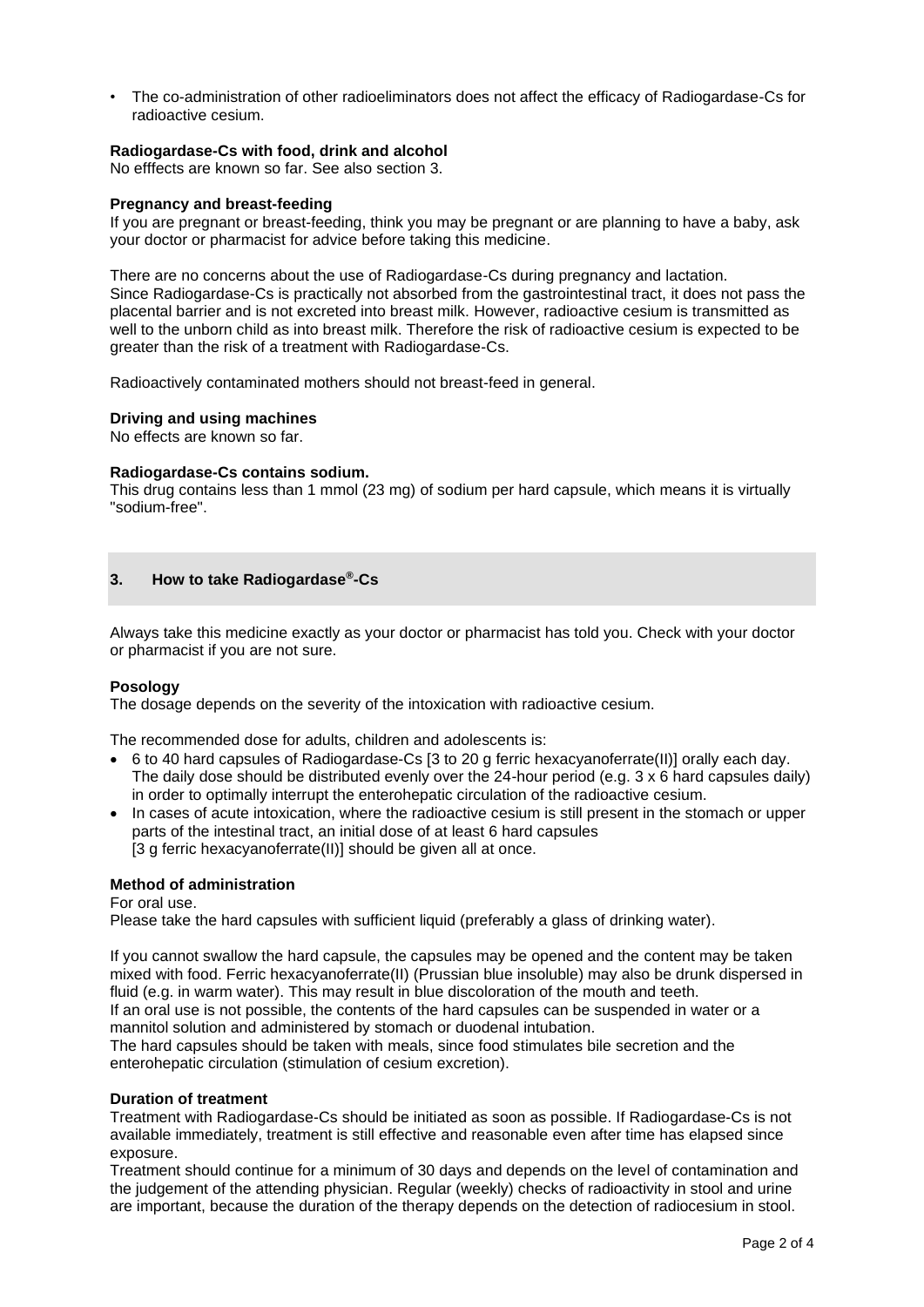- The co-administration of other radioeliminators does not affect the efficacy of Radiogardase-Cs for radioactive cesium.

**Radiogardase-Cs with food, drink and alcohol**
No efffects are known so far. See also section 3.

**Pregnancy and breast-feeding**
If you are pregnant or breast-feeding, think you may be pregnant or are planning to have a baby, ask your doctor or pharmacist for advice before taking this medicine.

There are no concerns about the use of Radiogardase-Cs during pregnancy and lactation. Since Radiogardase-Cs is practically not absorbed from the gastrointestinal tract, it does not pass the placental barrier and is not excreted into breast milk. However, radioactive cesium is transmitted as well to the unborn child as into breast milk. Therefore the risk of radioactive cesium is expected to be greater than the risk of a treatment with Radiogardase-Cs.

Radioactively contaminated mothers should not breast-feed in general.

**Driving and using machines**
No effects are known so far.

**Radiogardase-Cs contains sodium.**
This drug contains less than 1 mmol (23 mg) of sodium per hard capsule, which means it is virtually "sodium-free".

## 3. How to take Radiogardase®-Cs

Always take this medicine exactly as your doctor or pharmacist has told you. Check with your doctor or pharmacist if you are not sure.

**Posology**
The dosage depends on the severity of the intoxication with radioactive cesium.

The recommended dose for adults, children and adolescents is:

- 6 to 40 hard capsules of Radiogardase-Cs [3 to 20 g ferric hexacyanoferrate(II)] orally each day. The daily dose should be distributed evenly over the 24-hour period (e.g. 3 x 6 hard capsules daily) in order to optimally interrupt the enterohepatic circulation of the radioactive cesium.
- In cases of acute intoxication, where the radioactive cesium is still present in the stomach or upper parts of the intestinal tract, an initial dose of at least 6 hard capsules [3 g ferric hexacyanoferrate(II)] should be given all at once.

**Method of administration**
For oral use.
Please take the hard capsules with sufficient liquid (preferably a glass of drinking water).

If you cannot swallow the hard capsule, the capsules may be opened and the content may be taken mixed with food. Ferric hexacyanoferrate(II) (Prussian blue insoluble) may also be drunk dispersed in fluid (e.g. in warm water). This may result in blue discoloration of the mouth and teeth.
If an oral use is not possible, the contents of the hard capsules can be suspended in water or a mannitol solution and administered by stomach or duodenal intubation.
The hard capsules should be taken with meals, since food stimulates bile secretion and the enterohepatic circulation (stimulation of cesium excretion).

**Duration of treatment**
Treatment with Radiogardase-Cs should be initiated as soon as possible. If Radiogardase-Cs is not available immediately, treatment is still effective and reasonable even after time has elapsed since exposure.
Treatment should continue for a minimum of 30 days and depends on the level of contamination and the judgement of the attending physician. Regular (weekly) checks of radioactivity in stool and urine are important, because the duration of the therapy depends on the detection of radiocesium in stool.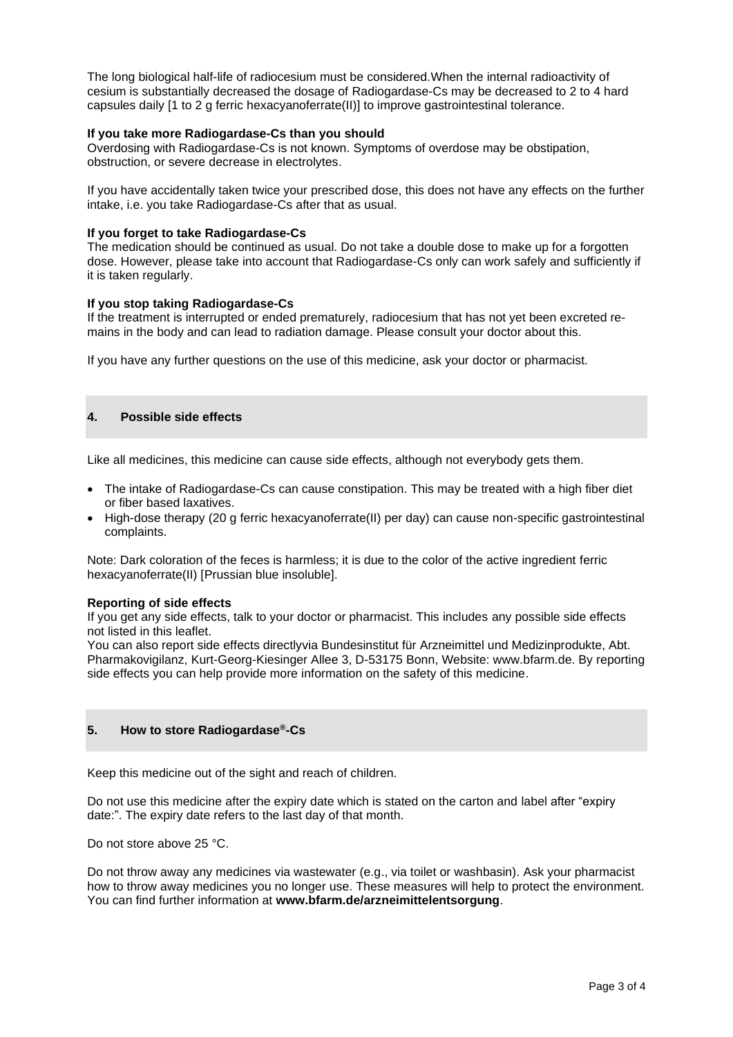The long biological half-life of radiocesium must be considered.When the internal radioactivity of cesium is substantially decreased the dosage of Radiogardase-Cs may be decreased to 2 to 4 hard capsules daily [1 to 2 g ferric hexacyanoferrate(II)] to improve gastrointestinal tolerance.

**If you take more Radiogardase-Cs than you should**

Overdosing with Radiogardase-Cs is not known. Symptoms of overdose may be obstipation, obstruction, or severe decrease in electrolytes.

If you have accidentally taken twice your prescribed dose, this does not have any effects on the further intake, i.e. you take Radiogardase-Cs after that as usual.

**If you forget to take Radiogardase-Cs**

The medication should be continued as usual. Do not take a double dose to make up for a forgotten dose. However, please take into account that Radiogardase-Cs only can work safely and sufficiently if it is taken regularly.

**If you stop taking Radiogardase-Cs**

If the treatment is interrupted or ended prematurely, radiocesium that has not yet been excreted remains in the body and can lead to radiation damage. Please consult your doctor about this.

If you have any further questions on the use of this medicine, ask your doctor or pharmacist.

## 4. Possible side effects

Like all medicines, this medicine can cause side effects, although not everybody gets them.

- The intake of Radiogardase-Cs can cause constipation. This may be treated with a high fiber diet or fiber based laxatives.
- High-dose therapy (20 g ferric hexacyanoferrate(II) per day) can cause non-specific gastrointestinal complaints.

Note: Dark coloration of the feces is harmless; it is due to the color of the active ingredient ferric hexacyanoferrate(II) [Prussian blue insoluble].

**Reporting of side effects**

If you get any side effects, talk to your doctor or pharmacist. This includes any possible side effects not listed in this leaflet.

You can also report side effects directlyvia Bundesinstitut für Arzneimittel und Medizinprodukte, Abt. Pharmakovigilanz, Kurt-Georg-Kiesinger Allee 3, D-53175 Bonn, Website: www.bfarm.de. By reporting side effects you can help provide more information on the safety of this medicine.

## 5. How to store Radiogardase®-Cs

Keep this medicine out of the sight and reach of children.

Do not use this medicine after the expiry date which is stated on the carton and label after "expiry date:". The expiry date refers to the last day of that month.

Do not store above 25 °C.

Do not throw away any medicines via wastewater (e.g., via toilet or washbasin). Ask your pharmacist how to throw away medicines you no longer use. These measures will help to protect the environment. You can find further information at **www.bfarm.de/arzneimittelentsorgung**.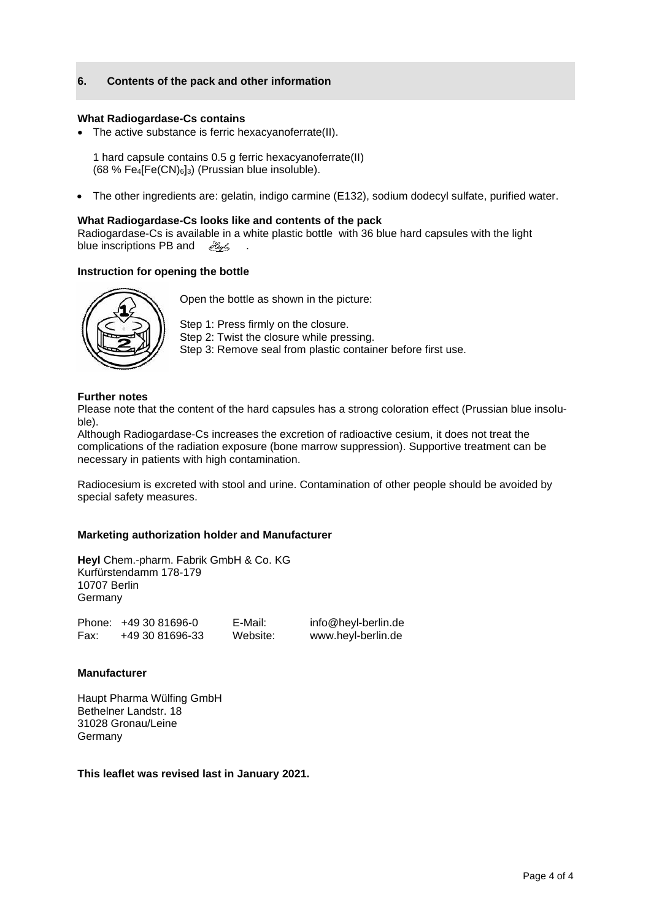## 6. Contents of the pack and other information

**What Radiogardase-Cs contains**

- The active substance is ferric hexacyanoferrate(II).

  1 hard capsule contains 0.5 g ferric hexacyanoferrate(II) (68 % $Fe_4[Fe(CN)_6]_3$) (Prussian blue insoluble).

- The other ingredients are: gelatin, indigo carmine (E132), sodium dodecyl sulfate, purified water.

**What Radiogardase-Cs looks like and contents of the pack**

Radiogardase-Cs is available in a white plastic bottle with 36 blue hard capsules with the light blue inscriptions PB and Heyl.

**Instruction for opening the bottle**

Open the bottle as shown in the picture:

Step 1: Press firmly on the closure.
Step 2: Twist the closure while pressing.
Step 3: Remove seal from plastic container before first use.

**Further notes**

Please note that the content of the hard capsules has a strong coloration effect (Prussian blue insoluble).

Although Radiogardase-Cs increases the excretion of radioactive cesium, it does not treat the complications of the radiation exposure (bone marrow suppression). Supportive treatment can be necessary in patients with high contamination.

Radiocesium is excreted with stool and urine. Contamination of other people should be avoided by special safety measures.

**Marketing authorization holder and Manufacturer**

**Heyl** Chem.-pharm. Fabrik GmbH & Co. KG
Kurfürstendamm 178-179
10707 Berlin
Germany

| | | | |
|---|---|---|---|
| Phone: | +49 30 81696-0 | E-Mail: | info@heyl-berlin.de |
| Fax: | +49 30 81696-33 | Website: | www.heyl-berlin.de |

**Manufacturer**

Haupt Pharma Wülfing GmbH
Bethelner Landstr. 18
31028 Gronau/Leine
Germany

**This leaflet was revised last in January 2021.**